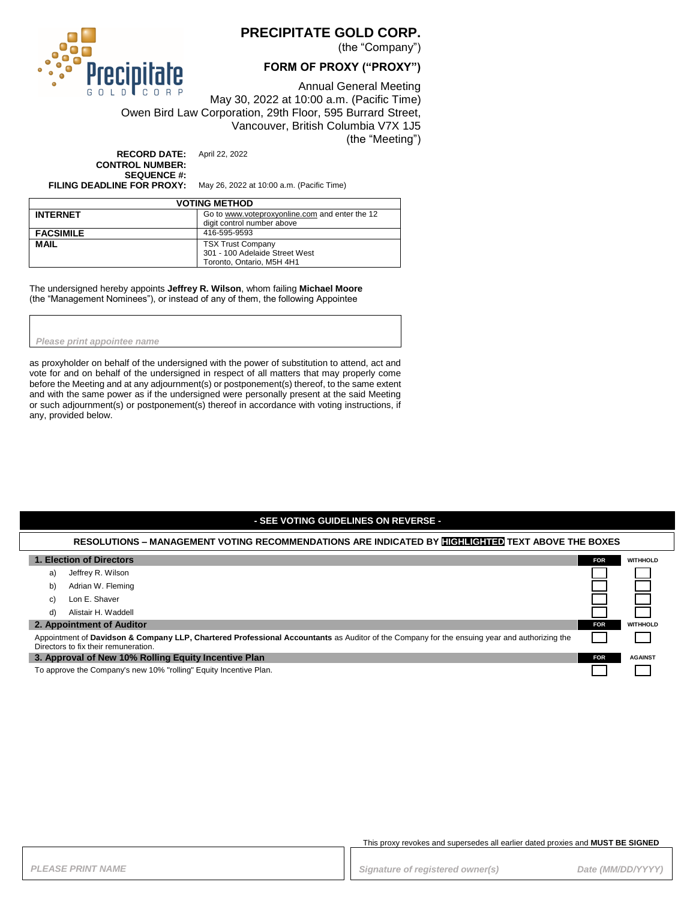# PRECIPITATE GOLD CORP.

(the "Company")

## FORM OF PROXY ("PROXY")

Annual General Meeting
May 30, 2022 at 10:00 a.m. (Pacific Time)
Owen Bird Law Corporation, 29th Floor, 595 Burrard Street,
Vancouver, British Columbia V7X 1J5
(the "Meeting")

**RECORD DATE:** April 22, 2022
**CONTROL NUMBER:**
**SEQUENCE #:**
**FILING DEADLINE FOR PROXY:** May 26, 2022 at 10:00 a.m. (Pacific Time)

| VOTING METHOD | |
|---|---|
| **INTERNET** | Go to www.voteproxyonline.com and enter the 12 digit control number above |
| **FACSIMILE** | 416-595-9593 |
| **MAIL** | TSX Trust Company<br>301 - 100 Adelaide Street West<br>Toronto, Ontario, M5H 4H1 |

The undersigned hereby appoints **Jeffrey R. Wilson**, whom failing **Michael Moore** (the "Management Nominees"), or instead of any of them, the following Appointee

*Please print appointee name*

as proxyholder on behalf of the undersigned with the power of substitution to attend, act and vote for and on behalf of the undersigned in respect of all matters that may properly come before the Meeting and at any adjournment(s) or postponement(s) thereof, to the same extent and with the same power as if the undersigned were personally present at the said Meeting or such adjournment(s) or postponement(s) thereof in accordance with voting instructions, if any, provided below.

**- SEE VOTING GUIDELINES ON REVERSE -**

**RESOLUTIONS – MANAGEMENT VOTING RECOMMENDATIONS ARE INDICATED BY HIGHLIGHTED TEXT ABOVE THE BOXES**

| **1. Election of Directors** | **FOR** | **WITHHOLD** |
|---|---|---|
| a) Jeffrey R. Wilson | ☐ | ☐ |
| b) Adrian W. Fleming | ☐ | ☐ |
| c) Lon E. Shaver | ☐ | ☐ |
| d) Alistair H. Waddell | ☐ | ☐ |

| **2. Appointment of Auditor** | **FOR** | **WITHHOLD** |
|---|---|---|
| Appointment of **Davidson & Company LLP, Chartered Professional Accountants** as Auditor of the Company for the ensuing year and authorizing the Directors to fix their remuneration. | ☐ | ☐ |

| **3. Approval of New 10% Rolling Equity Incentive Plan** | **FOR** | **AGAINST** |
|---|---|---|
| To approve the Company's new 10% "rolling" Equity Incentive Plan. | ☐ | ☐ |

This proxy revokes and supersedes all earlier dated proxies and **MUST BE SIGNED**

*PLEASE PRINT NAME*

*Signature of registered owner(s)* *Date (MM/DD/YYYY)*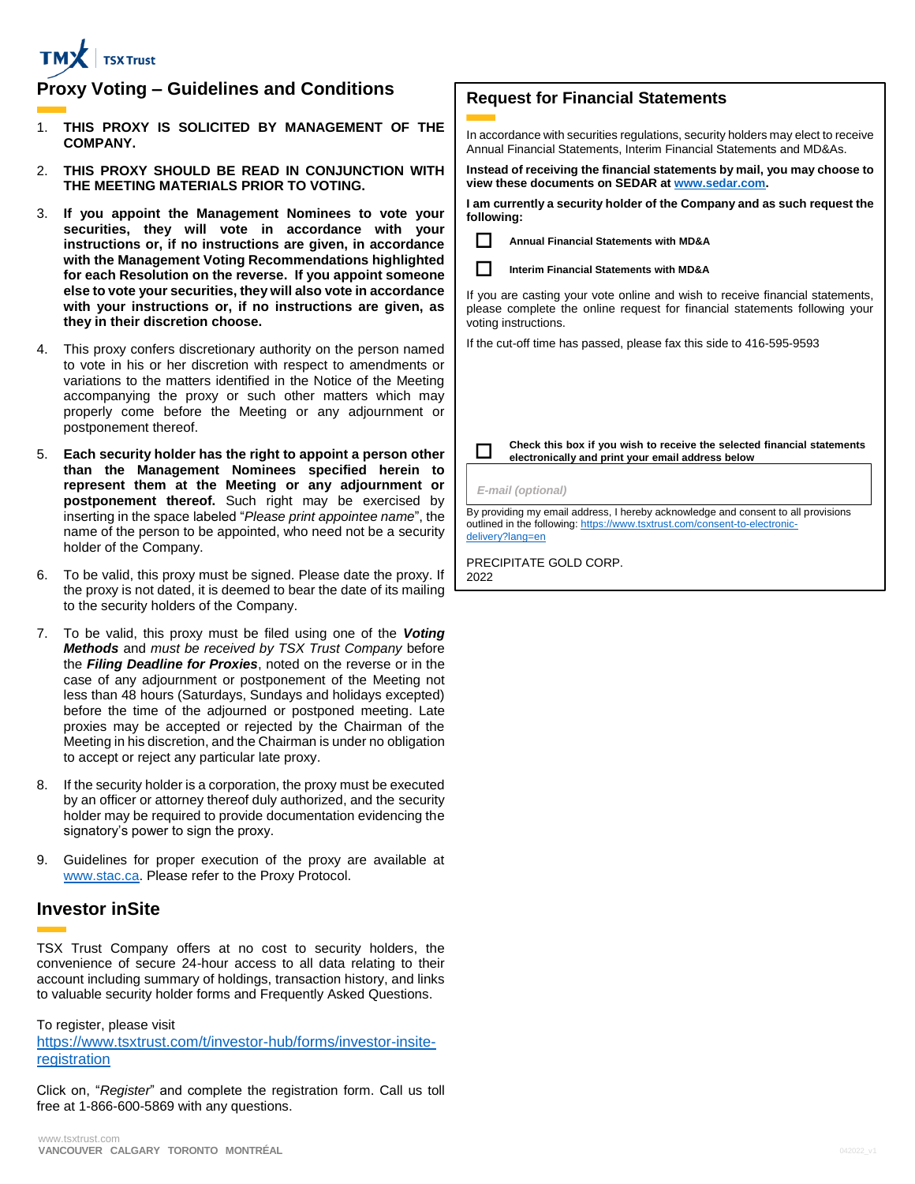TMX | TSX Trust

## Proxy Voting – Guidelines and Conditions

1. **THIS PROXY IS SOLICITED BY MANAGEMENT OF THE COMPANY.**
2. **THIS PROXY SHOULD BE READ IN CONJUNCTION WITH THE MEETING MATERIALS PRIOR TO VOTING.**
3. **If you appoint the Management Nominees to vote your securities, they will vote in accordance with your instructions or, if no instructions are given, in accordance with the Management Voting Recommendations highlighted for each Resolution on the reverse. If you appoint someone else to vote your securities, they will also vote in accordance with your instructions or, if no instructions are given, as they in their discretion choose.**
4. This proxy confers discretionary authority on the person named to vote in his or her discretion with respect to amendments or variations to the matters identified in the Notice of the Meeting accompanying the proxy or such other matters which may properly come before the Meeting or any adjournment or postponement thereof.
5. **Each security holder has the right to appoint a person other than the Management Nominees specified herein to represent them at the Meeting or any adjournment or postponement thereof.** Such right may be exercised by inserting in the space labeled "*Please print appointee name*", the name of the person to be appointed, who need not be a security holder of the Company.
6. To be valid, this proxy must be signed. Please date the proxy. If the proxy is not dated, it is deemed to bear the date of its mailing to the security holders of the Company.
7. To be valid, this proxy must be filed using one of the ***Voting Methods*** and *must be received by TSX Trust Company* before the ***Filing Deadline for Proxies***, noted on the reverse or in the case of any adjournment or postponement of the Meeting not less than 48 hours (Saturdays, Sundays and holidays excepted) before the time of the adjourned or postponed meeting. Late proxies may be accepted or rejected by the Chairman of the Meeting in his discretion, and the Chairman is under no obligation to accept or reject any particular late proxy.
8. If the security holder is a corporation, the proxy must be executed by an officer or attorney thereof duly authorized, and the security holder may be required to provide documentation evidencing the signatory's power to sign the proxy.
9. Guidelines for proper execution of the proxy are available at www.stac.ca. Please refer to the Proxy Protocol.

## Investor inSite

TSX Trust Company offers at no cost to security holders, the convenience of secure 24-hour access to all data relating to their account including summary of holdings, transaction history, and links to valuable security holder forms and Frequently Asked Questions.

To register, please visit https://www.tsxtrust.com/t/investor-hub/forms/investor-insite-registration

Click on, "*Register*" and complete the registration form. Call us toll free at 1-866-600-5869 with any questions.

## Request for Financial Statements

In accordance with securities regulations, security holders may elect to receive Annual Financial Statements, Interim Financial Statements and MD&As.

**Instead of receiving the financial statements by mail, you may choose to view these documents on SEDAR at www.sedar.com.**

**I am currently a security holder of the Company and as such request the following:**

- ☐ **Annual Financial Statements with MD&A**
- ☐ **Interim Financial Statements with MD&A**

If you are casting your vote online and wish to receive financial statements, please complete the online request for financial statements following your voting instructions.

If the cut-off time has passed, please fax this side to 416-595-9593

☐ **Check this box if you wish to receive the selected financial statements electronically and print your email address below**

*E-mail (optional)*

By providing my email address, I hereby acknowledge and consent to all provisions outlined in the following: https://www.tsxtrust.com/consent-to-electronic-delivery?lang=en

PRECIPITATE GOLD CORP.
2022

www.tsxtrust.com
VANCOUVER CALGARY TORONTO MONTRÉAL